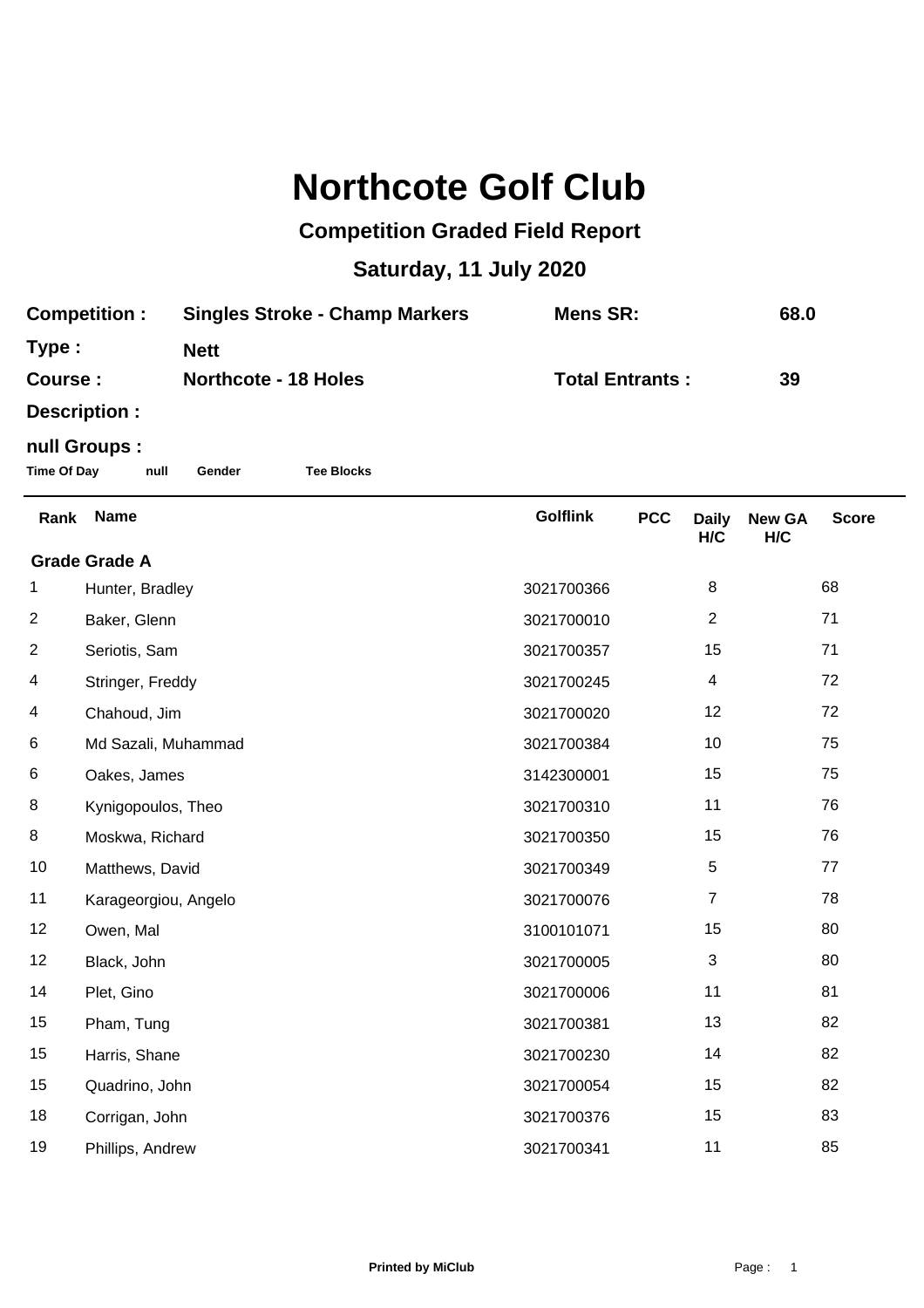# Northcote Golf Club

## Competition Graded Field Report

## Saturday, 11 July 2020

**Competition :** Singles Stroke - Champ Markers **Mens SR:** 68.0

**Type :** Nett

**Course :** Northcote - 18 Holes **Total Entrants :** 39

**Description :**

**null Groups :**

**Time Of Day** **null** **Gender** **Tee Blocks**

| Rank | Name | Golflink | PCC | Daily H/C | New GA H/C | Score |
|---|---|---|---|---|---|---|
| **Grade Grade A** | | | | | | |
| 1 | Hunter, Bradley | 3021700366 | | 8 | | 68 |
| 2 | Baker, Glenn | 3021700010 | | 2 | | 71 |
| 2 | Seriotis, Sam | 3021700357 | | 15 | | 71 |
| 4 | Stringer, Freddy | 3021700245 | | 4 | | 72 |
| 4 | Chahoud, Jim | 3021700020 | | 12 | | 72 |
| 6 | Md Sazali, Muhammad | 3021700384 | | 10 | | 75 |
| 6 | Oakes, James | 3142300001 | | 15 | | 75 |
| 8 | Kynigopoulos, Theo | 3021700310 | | 11 | | 76 |
| 8 | Moskwa, Richard | 3021700350 | | 15 | | 76 |
| 10 | Matthews, David | 3021700349 | | 5 | | 77 |
| 11 | Karageorgiou, Angelo | 3021700076 | | 7 | | 78 |
| 12 | Owen, Mal | 3100101071 | | 15 | | 80 |
| 12 | Black, John | 3021700005 | | 3 | | 80 |
| 14 | Plet, Gino | 3021700006 | | 11 | | 81 |
| 15 | Pham, Tung | 3021700381 | | 13 | | 82 |
| 15 | Harris, Shane | 3021700230 | | 14 | | 82 |
| 15 | Quadrino, John | 3021700054 | | 15 | | 82 |
| 18 | Corrigan, John | 3021700376 | | 15 | | 83 |
| 19 | Phillips, Andrew | 3021700341 | | 11 | | 85 |

**Printed by MiClub**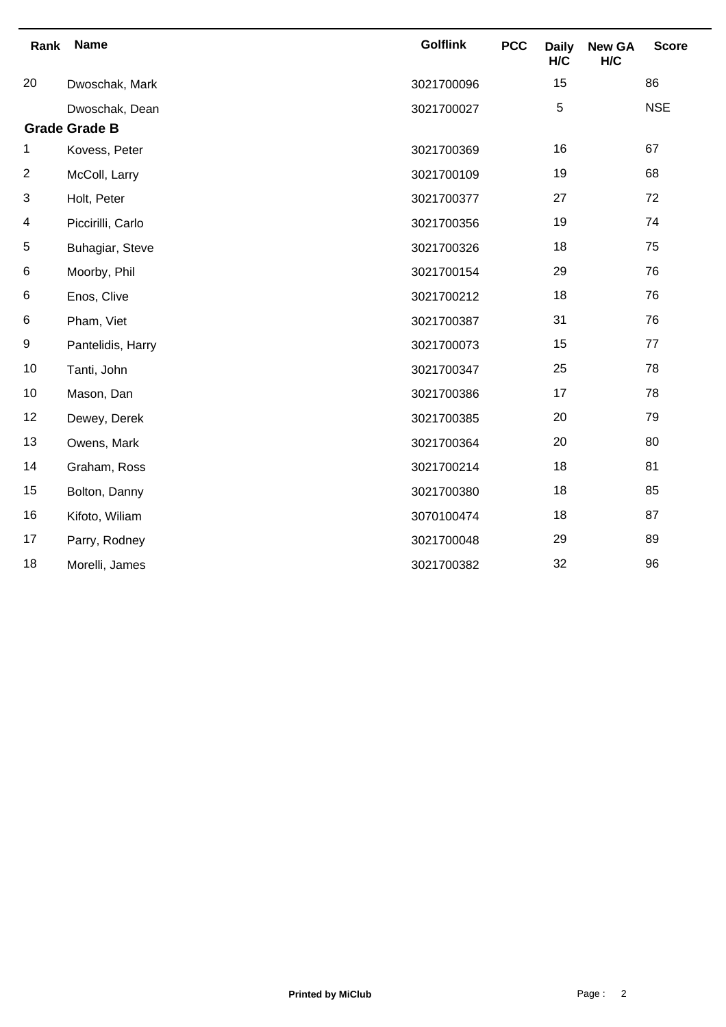| Rank | Name | Golflink | PCC | Daily H/C | New GA H/C | Score |
|---|---|---|---|---|---|---|
| 20 | Dwoschak, Mark | 3021700096 | | 15 | | 86 |
| | Dwoschak, Dean | 3021700027 | | 5 | | NSE |

**Grade Grade B**

| Rank | Name | Golflink | PCC | Daily H/C | New GA H/C | Score |
|---|---|---|---|---|---|---|
| 1 | Kovess, Peter | 3021700369 | | 16 | | 67 |
| 2 | McColl, Larry | 3021700109 | | 19 | | 68 |
| 3 | Holt, Peter | 3021700377 | | 27 | | 72 |
| 4 | Piccirilli, Carlo | 3021700356 | | 19 | | 74 |
| 5 | Buhagiar, Steve | 3021700326 | | 18 | | 75 |
| 6 | Moorby, Phil | 3021700154 | | 29 | | 76 |
| 6 | Enos, Clive | 3021700212 | | 18 | | 76 |
| 6 | Pham, Viet | 3021700387 | | 31 | | 76 |
| 9 | Pantelidis, Harry | 3021700073 | | 15 | | 77 |
| 10 | Tanti, John | 3021700347 | | 25 | | 78 |
| 10 | Mason, Dan | 3021700386 | | 17 | | 78 |
| 12 | Dewey, Derek | 3021700385 | | 20 | | 79 |
| 13 | Owens, Mark | 3021700364 | | 20 | | 80 |
| 14 | Graham, Ross | 3021700214 | | 18 | | 81 |
| 15 | Bolton, Danny | 3021700380 | | 18 | | 85 |
| 16 | Kifoto, Wiliam | 3070100474 | | 18 | | 87 |
| 17 | Parry, Rodney | 3021700048 | | 29 | | 89 |
| 18 | Morelli, James | 3021700382 | | 32 | | 96 |

**Printed by MiClub**